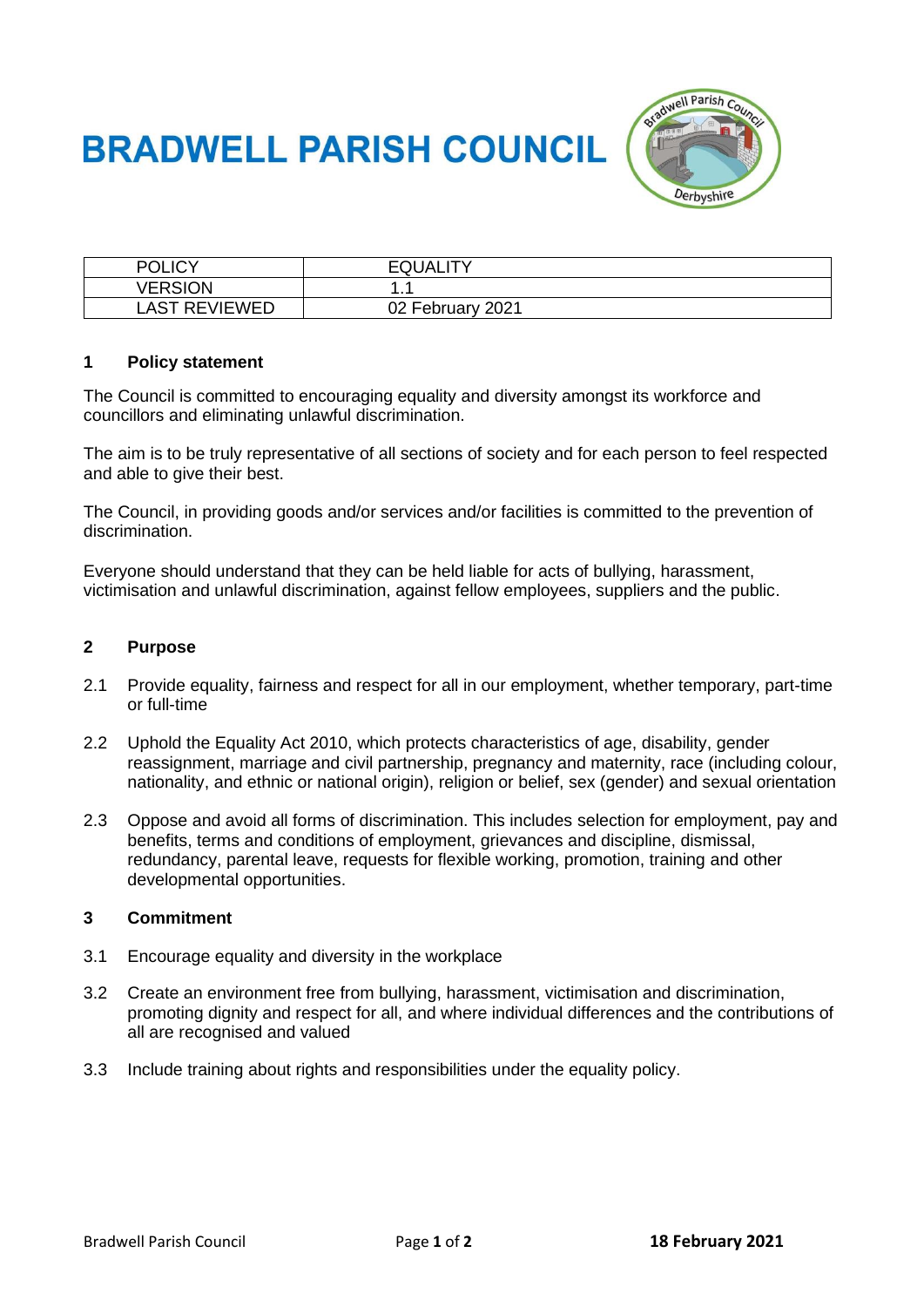# BRADWELL PARISH COUNCIL

| POLICY | EQUALITY |
|---|---|
| VERSION | 1.1 |
| LAST REVIEWED | 02 February 2021 |

## 1 Policy statement

The Council is committed to encouraging equality and diversity amongst its workforce and councillors and eliminating unlawful discrimination.

The aim is to be truly representative of all sections of society and for each person to feel respected and able to give their best.

The Council, in providing goods and/or services and/or facilities is committed to the prevention of discrimination.

Everyone should understand that they can be held liable for acts of bullying, harassment, victimisation and unlawful discrimination, against fellow employees, suppliers and the public.

## 2 Purpose

2.1 Provide equality, fairness and respect for all in our employment, whether temporary, part-time or full-time

2.2 Uphold the Equality Act 2010, which protects characteristics of age, disability, gender reassignment, marriage and civil partnership, pregnancy and maternity, race (including colour, nationality, and ethnic or national origin), religion or belief, sex (gender) and sexual orientation

2.3 Oppose and avoid all forms of discrimination. This includes selection for employment, pay and benefits, terms and conditions of employment, grievances and discipline, dismissal, redundancy, parental leave, requests for flexible working, promotion, training and other developmental opportunities.

## 3 Commitment

3.1 Encourage equality and diversity in the workplace

3.2 Create an environment free from bullying, harassment, victimisation and discrimination, promoting dignity and respect for all, and where individual differences and the contributions of all are recognised and valued

3.3 Include training about rights and responsibilities under the equality policy.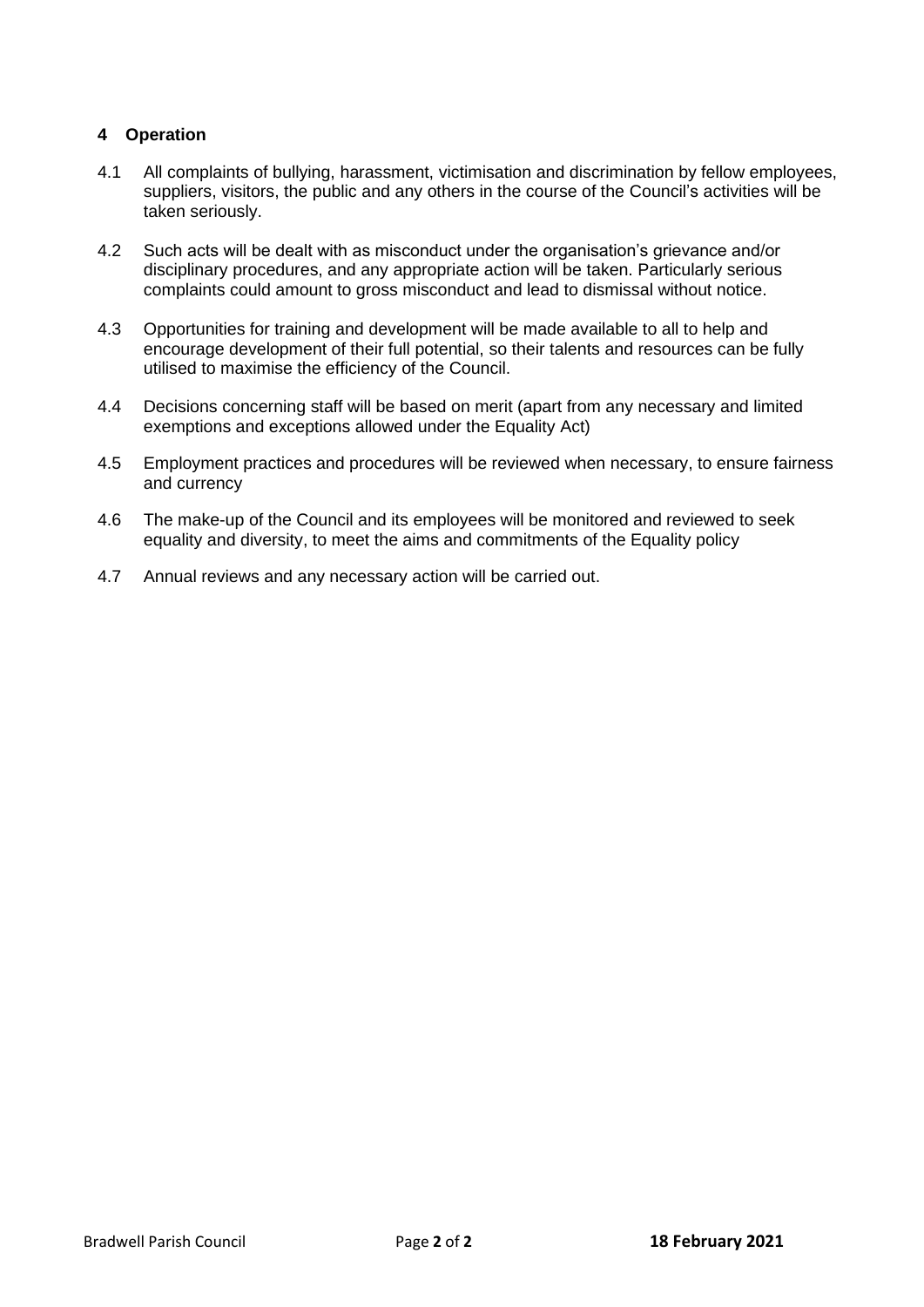## 4 Operation

4.1 All complaints of bullying, harassment, victimisation and discrimination by fellow employees, suppliers, visitors, the public and any others in the course of the Council's activities will be taken seriously.

4.2 Such acts will be dealt with as misconduct under the organisation's grievance and/or disciplinary procedures, and any appropriate action will be taken. Particularly serious complaints could amount to gross misconduct and lead to dismissal without notice.

4.3 Opportunities for training and development will be made available to all to help and encourage development of their full potential, so their talents and resources can be fully utilised to maximise the efficiency of the Council.

4.4 Decisions concerning staff will be based on merit (apart from any necessary and limited exemptions and exceptions allowed under the Equality Act)

4.5 Employment practices and procedures will be reviewed when necessary, to ensure fairness and currency

4.6 The make-up of the Council and its employees will be monitored and reviewed to seek equality and diversity, to meet the aims and commitments of the Equality policy

4.7 Annual reviews and any necessary action will be carried out.